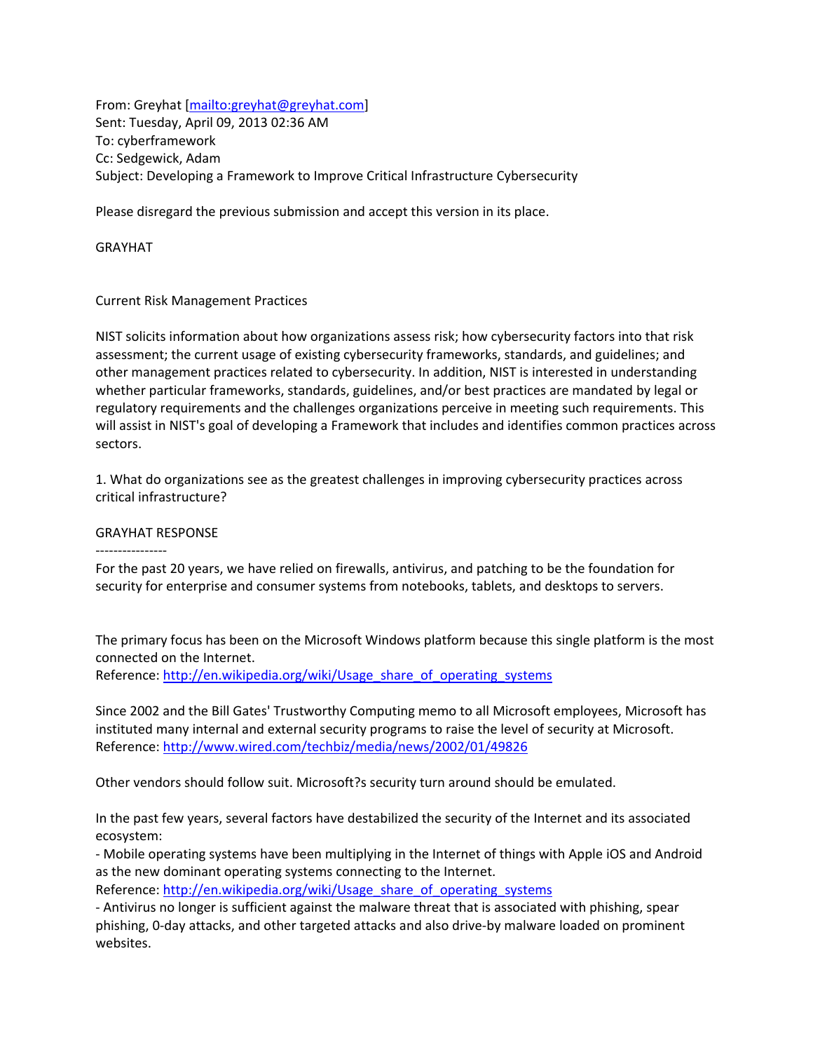From: Greyhat [mailto:greyhat@greyhat.com]
Sent: Tuesday, April 09, 2013 02:36 AM
To: cyberframework
Cc: Sedgewick, Adam
Subject: Developing a Framework to Improve Critical Infrastructure Cybersecurity

Please disregard the previous submission and accept this version in its place.

GRAYHAT

Current Risk Management Practices

NIST solicits information about how organizations assess risk; how cybersecurity factors into that risk assessment; the current usage of existing cybersecurity frameworks, standards, and guidelines; and other management practices related to cybersecurity. In addition, NIST is interested in understanding whether particular frameworks, standards, guidelines, and/or best practices are mandated by legal or regulatory requirements and the challenges organizations perceive in meeting such requirements. This will assist in NIST's goal of developing a Framework that includes and identifies common practices across sectors.

1. What do organizations see as the greatest challenges in improving cybersecurity practices across critical infrastructure?

GRAYHAT RESPONSE
----------------
For the past 20 years, we have relied on firewalls, antivirus, and patching to be the foundation for security for enterprise and consumer systems from notebooks, tablets, and desktops to servers.

The primary focus has been on the Microsoft Windows platform because this single platform is the most connected on the Internet.
Reference: http://en.wikipedia.org/wiki/Usage_share_of_operating_systems

Since 2002 and the Bill Gates' Trustworthy Computing memo to all Microsoft employees, Microsoft has instituted many internal and external security programs to raise the level of security at Microsoft.
Reference: http://www.wired.com/techbiz/media/news/2002/01/49826

Other vendors should follow suit. Microsoft?s security turn around should be emulated.

In the past few years, several factors have destabilized the security of the Internet and its associated ecosystem:
- Mobile operating systems have been multiplying in the Internet of things with Apple iOS and Android as the new dominant operating systems connecting to the Internet.
Reference: http://en.wikipedia.org/wiki/Usage_share_of_operating_systems
- Antivirus no longer is sufficient against the malware threat that is associated with phishing, spear phishing, 0-day attacks, and other targeted attacks and also drive-by malware loaded on prominent websites.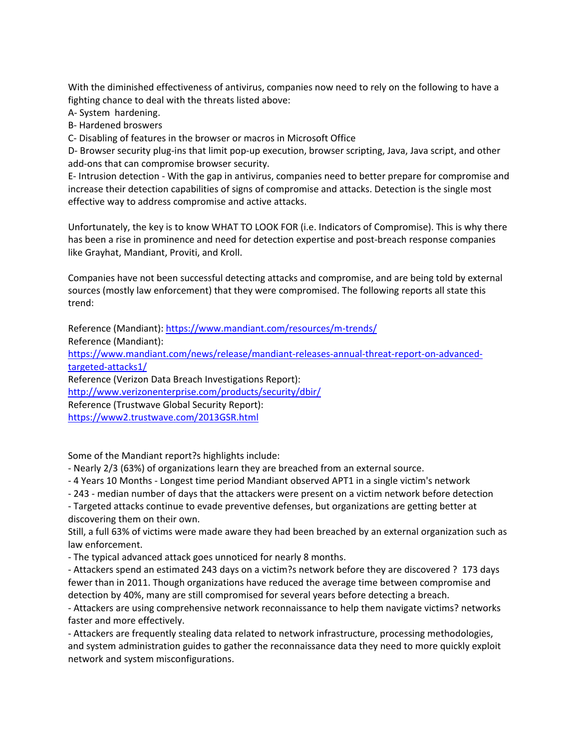With the diminished effectiveness of antivirus, companies now need to rely on the following to have a fighting chance to deal with the threats listed above:

A- System  hardening.

B- Hardened broswers

C- Disabling of features in the browser or macros in Microsoft Office

D- Browser security plug-ins that limit pop-up execution, browser scripting, Java, Java script, and other add-ons that can compromise browser security.

E- Intrusion detection - With the gap in antivirus, companies need to better prepare for compromise and increase their detection capabilities of signs of compromise and attacks. Detection is the single most effective way to address compromise and active attacks.

Unfortunately, the key is to know WHAT TO LOOK FOR (i.e. Indicators of Compromise). This is why there has been a rise in prominence and need for detection expertise and post-breach response companies like Grayhat, Mandiant, Proviti, and Kroll.

Companies have not been successful detecting attacks and compromise, and are being told by external sources (mostly law enforcement) that they were compromised. The following reports all state this trend:

Reference (Mandiant): [https://www.mandiant.com/resources/m-trends/](https://www.mandiant.com/resources/m-trends/)

Reference (Mandiant):
[https://www.mandiant.com/news/release/mandiant-releases-annual-threat-report-on-advanced-targeted-attacks1/](https://www.mandiant.com/news/release/mandiant-releases-annual-threat-report-on-advanced-targeted-attacks1/)

Reference (Verizon Data Breach Investigations Report):
[http://www.verizonenterprise.com/products/security/dbir/](http://www.verizonenterprise.com/products/security/dbir/)

Reference (Trustwave Global Security Report):
[https://www2.trustwave.com/2013GSR.html](https://www2.trustwave.com/2013GSR.html)

Some of the Mandiant report?s highlights include:

- Nearly 2/3 (63%) of organizations learn they are breached from an external source.
- 4 Years 10 Months - Longest time period Mandiant observed APT1 in a single victim's network
- 243 - median number of days that the attackers were present on a victim network before detection
- Targeted attacks continue to evade preventive defenses, but organizations are getting better at discovering them on their own.

Still, a full 63% of victims were made aware they had been breached by an external organization such as law enforcement.

- The typical advanced attack goes unnoticed for nearly 8 months.
- Attackers spend an estimated 243 days on a victim?s network before they are discovered ?  173 days fewer than in 2011. Though organizations have reduced the average time between compromise and detection by 40%, many are still compromised for several years before detecting a breach.
- Attackers are using comprehensive network reconnaissance to help them navigate victims? networks faster and more effectively.
- Attackers are frequently stealing data related to network infrastructure, processing methodologies, and system administration guides to gather the reconnaissance data they need to more quickly exploit network and system misconfigurations.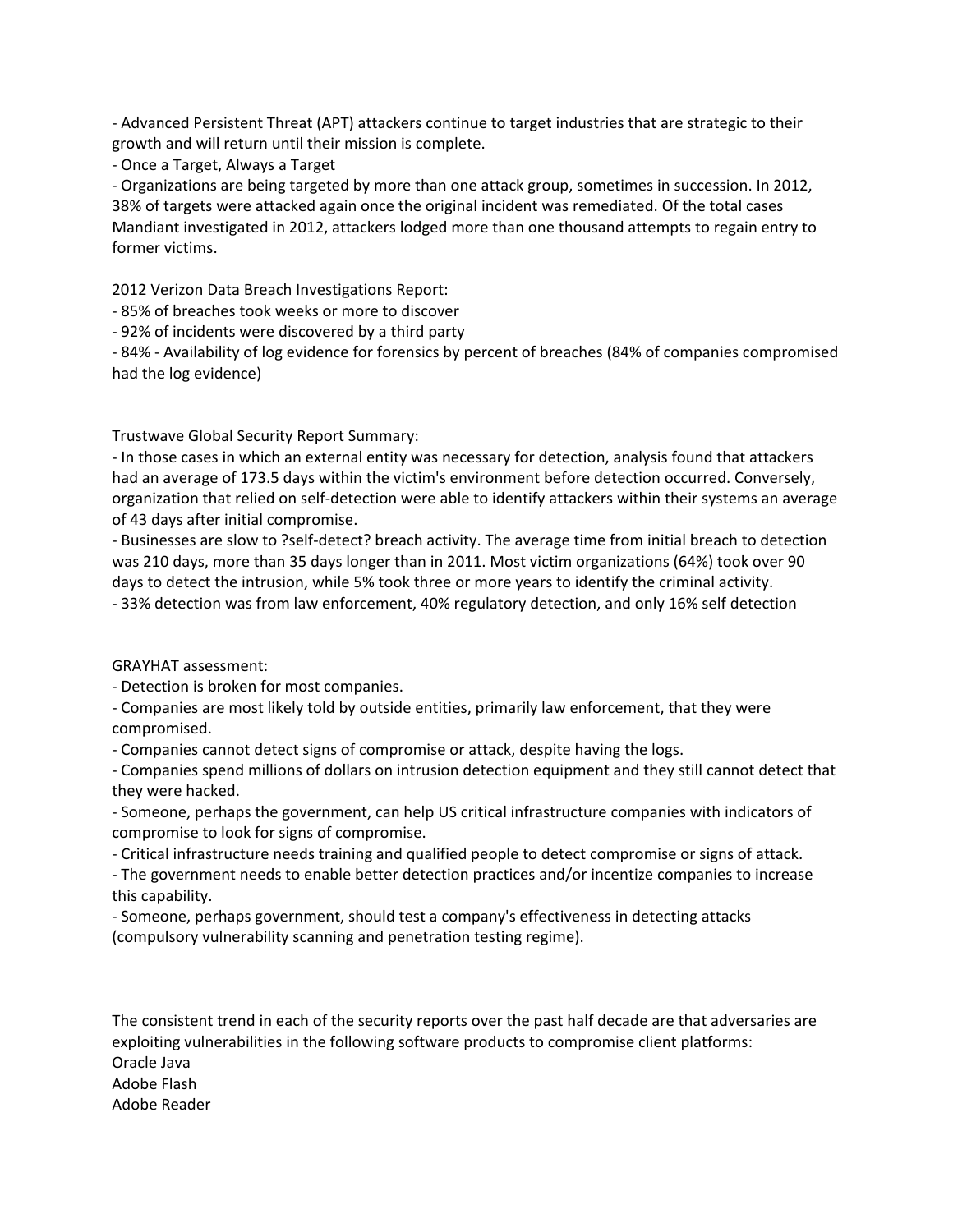- Advanced Persistent Threat (APT) attackers continue to target industries that are strategic to their growth and will return until their mission is complete.
- Once a Target, Always a Target
- Organizations are being targeted by more than one attack group, sometimes in succession. In 2012, 38% of targets were attacked again once the original incident was remediated. Of the total cases Mandiant investigated in 2012, attackers lodged more than one thousand attempts to regain entry to former victims.

2012 Verizon Data Breach Investigations Report:
- 85% of breaches took weeks or more to discover
- 92% of incidents were discovered by a third party
- 84% - Availability of log evidence for forensics by percent of breaches (84% of companies compromised had the log evidence)

Trustwave Global Security Report Summary:
- In those cases in which an external entity was necessary for detection, analysis found that attackers had an average of 173.5 days within the victim's environment before detection occurred. Conversely, organization that relied on self-detection were able to identify attackers within their systems an average of 43 days after initial compromise.
- Businesses are slow to ?self-detect? breach activity. The average time from initial breach to detection was 210 days, more than 35 days longer than in 2011. Most victim organizations (64%) took over 90 days to detect the intrusion, while 5% took three or more years to identify the criminal activity.
- 33% detection was from law enforcement, 40% regulatory detection, and only 16% self detection

GRAYHAT assessment:
- Detection is broken for most companies.
- Companies are most likely told by outside entities, primarily law enforcement, that they were compromised.
- Companies cannot detect signs of compromise or attack, despite having the logs.
- Companies spend millions of dollars on intrusion detection equipment and they still cannot detect that they were hacked.
- Someone, perhaps the government, can help US critical infrastructure companies with indicators of compromise to look for signs of compromise.
- Critical infrastructure needs training and qualified people to detect compromise or signs of attack.
- The government needs to enable better detection practices and/or incentize companies to increase this capability.
- Someone, perhaps government, should test a company's effectiveness in detecting attacks (compulsory vulnerability scanning and penetration testing regime).

The consistent trend in each of the security reports over the past half decade are that adversaries are exploiting vulnerabilities in the following software products to compromise client platforms:
Oracle Java
Adobe Flash
Adobe Reader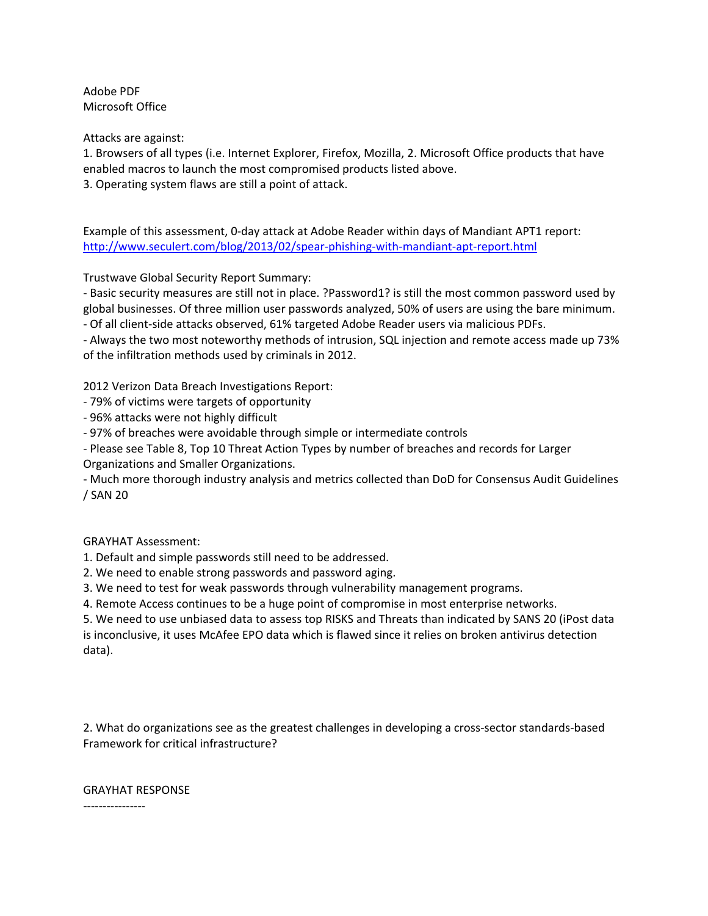Adobe PDF
Microsoft Office

Attacks are against:

1. Browsers of all types (i.e. Internet Explorer, Firefox, Mozilla, 2. Microsoft Office products that have enabled macros to launch the most compromised products listed above.
3. Operating system flaws are still a point of attack.

Example of this assessment, 0-day attack at Adobe Reader within days of Mandiant APT1 report: http://www.seculert.com/blog/2013/02/spear-phishing-with-mandiant-apt-report.html

Trustwave Global Security Report Summary:

- Basic security measures are still not in place. ?Password1? is still the most common password used by global businesses. Of three million user passwords analyzed, 50% of users are using the bare minimum.
- Of all client-side attacks observed, 61% targeted Adobe Reader users via malicious PDFs.
- Always the two most noteworthy methods of intrusion, SQL injection and remote access made up 73% of the infiltration methods used by criminals in 2012.

2012 Verizon Data Breach Investigations Report:

- 79% of victims were targets of opportunity
- 96% attacks were not highly difficult
- 97% of breaches were avoidable through simple or intermediate controls
- Please see Table 8, Top 10 Threat Action Types by number of breaches and records for Larger Organizations and Smaller Organizations.
- Much more thorough industry analysis and metrics collected than DoD for Consensus Audit Guidelines / SAN 20

GRAYHAT Assessment:

1. Default and simple passwords still need to be addressed.
2. We need to enable strong passwords and password aging.
3. We need to test for weak passwords through vulnerability management programs.
4. Remote Access continues to be a huge point of compromise in most enterprise networks.
5. We need to use unbiased data to assess top RISKS and Threats than indicated by SANS 20 (iPost data is inconclusive, it uses McAfee EPO data which is flawed since it relies on broken antivirus detection data).

2. What do organizations see as the greatest challenges in developing a cross-sector standards-based Framework for critical infrastructure?

GRAYHAT RESPONSE
----------------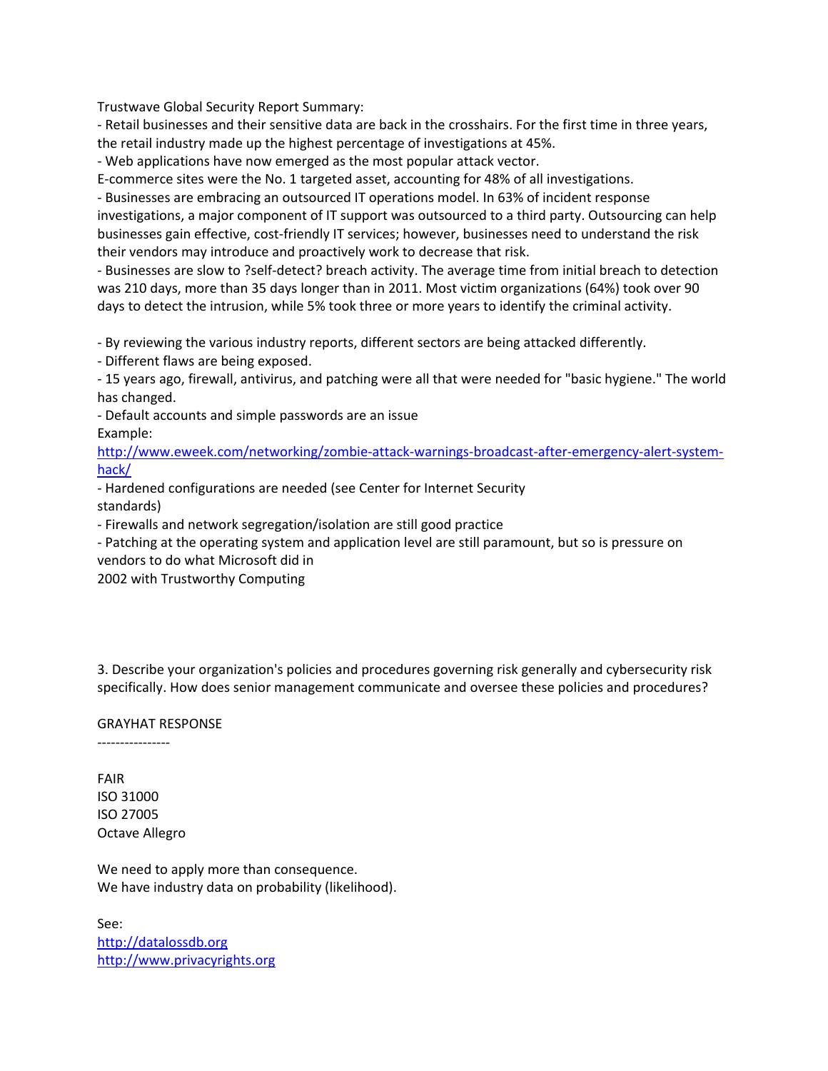Trustwave Global Security Report Summary:

- Retail businesses and their sensitive data are back in the crosshairs. For the first time in three years, the retail industry made up the highest percentage of investigations at 45%.
- Web applications have now emerged as the most popular attack vector.

E-commerce sites were the No. 1 targeted asset, accounting for 48% of all investigations.

- Businesses are embracing an outsourced IT operations model. In 63% of incident response investigations, a major component of IT support was outsourced to a third party. Outsourcing can help businesses gain effective, cost-friendly IT services; however, businesses need to understand the risk their vendors may introduce and proactively work to decrease that risk.
- Businesses are slow to ?self-detect? breach activity. The average time from initial breach to detection was 210 days, more than 35 days longer than in 2011. Most victim organizations (64%) took over 90 days to detect the intrusion, while 5% took three or more years to identify the criminal activity.

- By reviewing the various industry reports, different sectors are being attacked differently.
- Different flaws are being exposed.
- 15 years ago, firewall, antivirus, and patching were all that were needed for "basic hygiene." The world has changed.
- Default accounts and simple passwords are an issue

Example:
[http://www.eweek.com/networking/zombie-attack-warnings-broadcast-after-emergency-alert-system-hack/](http://www.eweek.com/networking/zombie-attack-warnings-broadcast-after-emergency-alert-system-hack/)

- Hardened configurations are needed (see Center for Internet Security standards)
- Firewalls and network segregation/isolation are still good practice
- Patching at the operating system and application level are still paramount, but so is pressure on vendors to do what Microsoft did in 2002 with Trustworthy Computing

3. Describe your organization's policies and procedures governing risk generally and cybersecurity risk specifically. How does senior management communicate and oversee these policies and procedures?

GRAYHAT RESPONSE

----------------

FAIR
ISO 31000
ISO 27005
Octave Allegro

We need to apply more than consequence.
We have industry data on probability (likelihood).

See:
[http://datalossdb.org](http://datalossdb.org)
[http://www.privacyrights.org](http://www.privacyrights.org)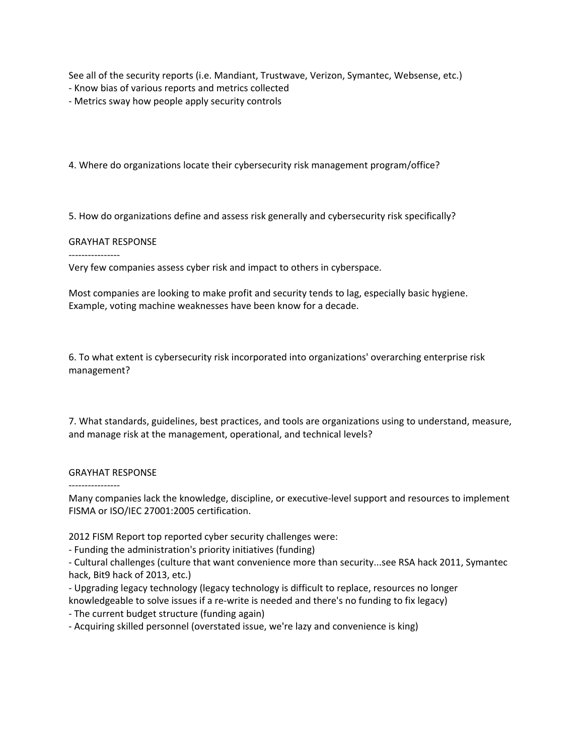See all of the security reports (i.e. Mandiant, Trustwave, Verizon, Symantec, Websense, etc.)
- Know bias of various reports and metrics collected
- Metrics sway how people apply security controls

4. Where do organizations locate their cybersecurity risk management program/office?

5. How do organizations define and assess risk generally and cybersecurity risk specifically?

GRAYHAT RESPONSE
----------------
Very few companies assess cyber risk and impact to others in cyberspace.

Most companies are looking to make profit and security tends to lag, especially basic hygiene. Example, voting machine weaknesses have been know for a decade.

6. To what extent is cybersecurity risk incorporated into organizations' overarching enterprise risk management?

7. What standards, guidelines, best practices, and tools are organizations using to understand, measure, and manage risk at the management, operational, and technical levels?

GRAYHAT RESPONSE
----------------
Many companies lack the knowledge, discipline, or executive-level support and resources to implement FISMA or ISO/IEC 27001:2005 certification.

2012 FISM Report top reported cyber security challenges were:
- Funding the administration's priority initiatives (funding)
- Cultural challenges (culture that want convenience more than security...see RSA hack 2011, Symantec hack, Bit9 hack of 2013, etc.)
- Upgrading legacy technology (legacy technology is difficult to replace, resources no longer knowledgeable to solve issues if a re-write is needed and there's no funding to fix legacy)
- The current budget structure (funding again)
- Acquiring skilled personnel (overstated issue, we're lazy and convenience is king)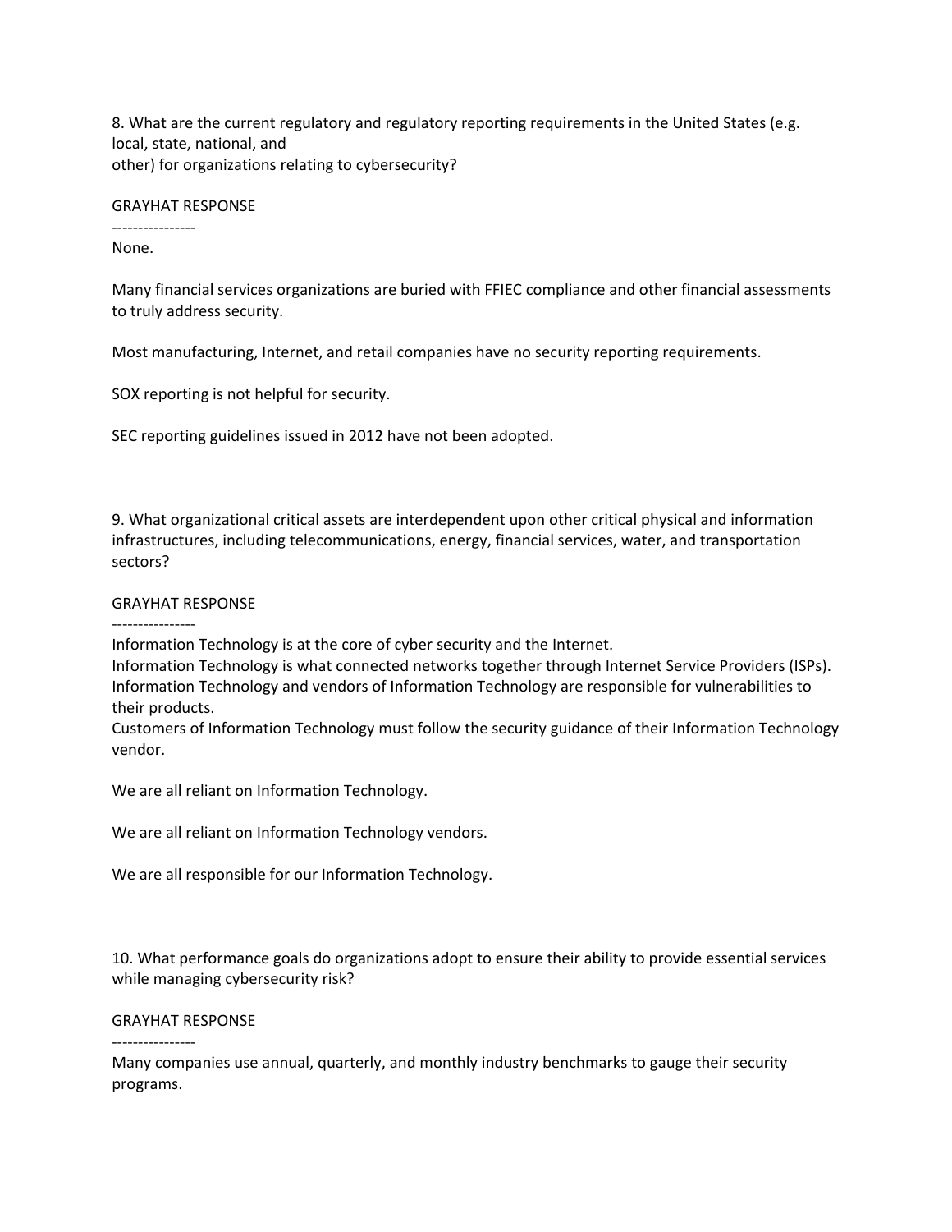8. What are the current regulatory and regulatory reporting requirements in the United States (e.g. local, state, national, and other) for organizations relating to cybersecurity?

GRAYHAT RESPONSE

----------------

None.

Many financial services organizations are buried with FFIEC compliance and other financial assessments to truly address security.

Most manufacturing, Internet, and retail companies have no security reporting requirements.

SOX reporting is not helpful for security.

SEC reporting guidelines issued in 2012 have not been adopted.

9. What organizational critical assets are interdependent upon other critical physical and information infrastructures, including telecommunications, energy, financial services, water, and transportation sectors?

GRAYHAT RESPONSE

----------------

Information Technology is at the core of cyber security and the Internet.
Information Technology is what connected networks together through Internet Service Providers (ISPs).
Information Technology and vendors of Information Technology are responsible for vulnerabilities to their products.
Customers of Information Technology must follow the security guidance of their Information Technology vendor.

We are all reliant on Information Technology.

We are all reliant on Information Technology vendors.

We are all responsible for our Information Technology.

10. What performance goals do organizations adopt to ensure their ability to provide essential services while managing cybersecurity risk?

GRAYHAT RESPONSE

----------------

Many companies use annual, quarterly, and monthly industry benchmarks to gauge their security programs.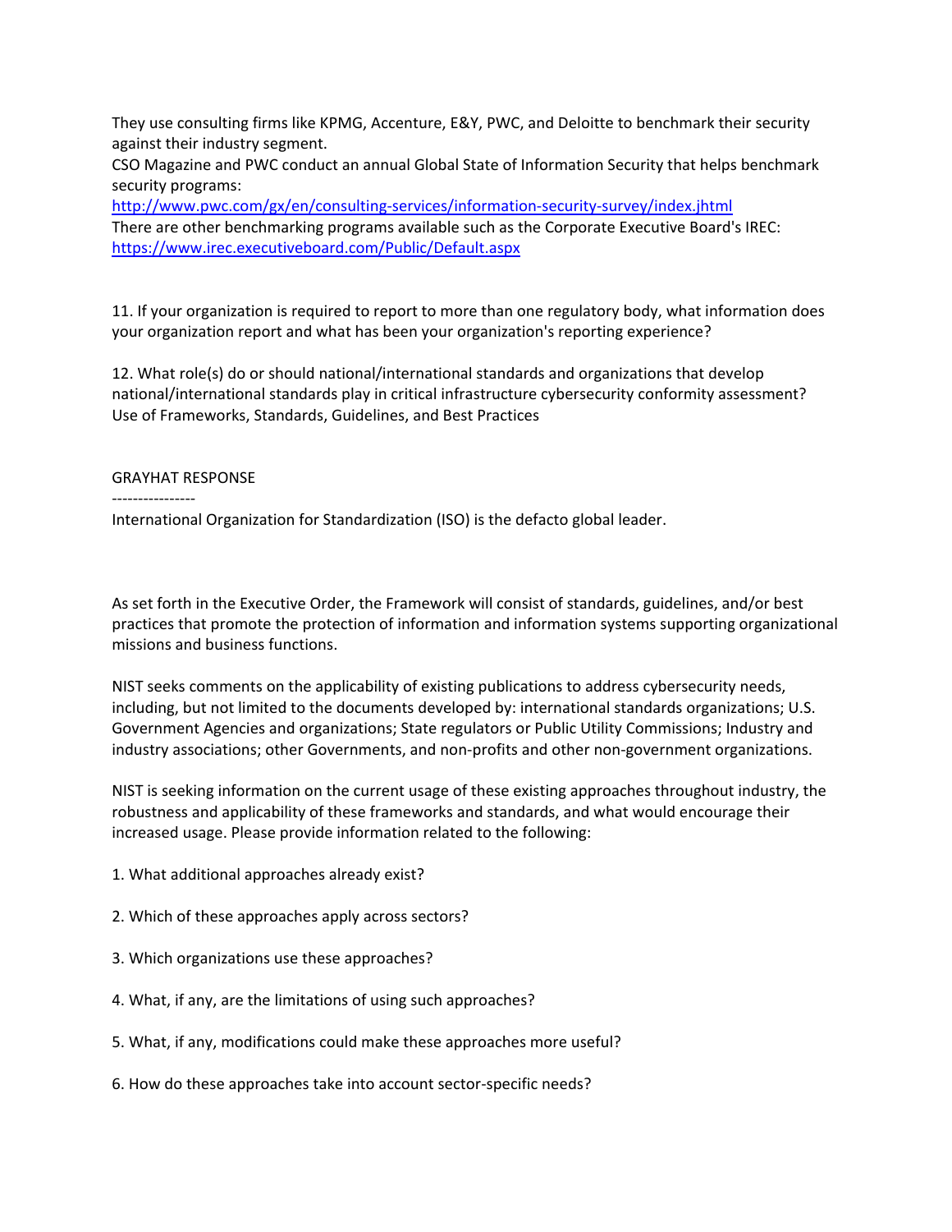They use consulting firms like KPMG, Accenture, E&Y, PWC, and Deloitte to benchmark their security against their industry segment.
CSO Magazine and PWC conduct an annual Global State of Information Security that helps benchmark security programs:
http://www.pwc.com/gx/en/consulting-services/information-security-survey/index.jhtml
There are other benchmarking programs available such as the Corporate Executive Board's IREC:
https://www.irec.executiveboard.com/Public/Default.aspx

11. If your organization is required to report to more than one regulatory body, what information does your organization report and what has been your organization's reporting experience?

12. What role(s) do or should national/international standards and organizations that develop national/international standards play in critical infrastructure cybersecurity conformity assessment?
Use of Frameworks, Standards, Guidelines, and Best Practices

GRAYHAT RESPONSE
----------------
International Organization for Standardization (ISO) is the defacto global leader.

As set forth in the Executive Order, the Framework will consist of standards, guidelines, and/or best practices that promote the protection of information and information systems supporting organizational missions and business functions.

NIST seeks comments on the applicability of existing publications to address cybersecurity needs, including, but not limited to the documents developed by: international standards organizations; U.S. Government Agencies and organizations; State regulators or Public Utility Commissions; Industry and industry associations; other Governments, and non-profits and other non-government organizations.

NIST is seeking information on the current usage of these existing approaches throughout industry, the robustness and applicability of these frameworks and standards, and what would encourage their increased usage. Please provide information related to the following:

1. What additional approaches already exist?

2. Which of these approaches apply across sectors?

3. Which organizations use these approaches?

4. What, if any, are the limitations of using such approaches?

5. What, if any, modifications could make these approaches more useful?

6. How do these approaches take into account sector-specific needs?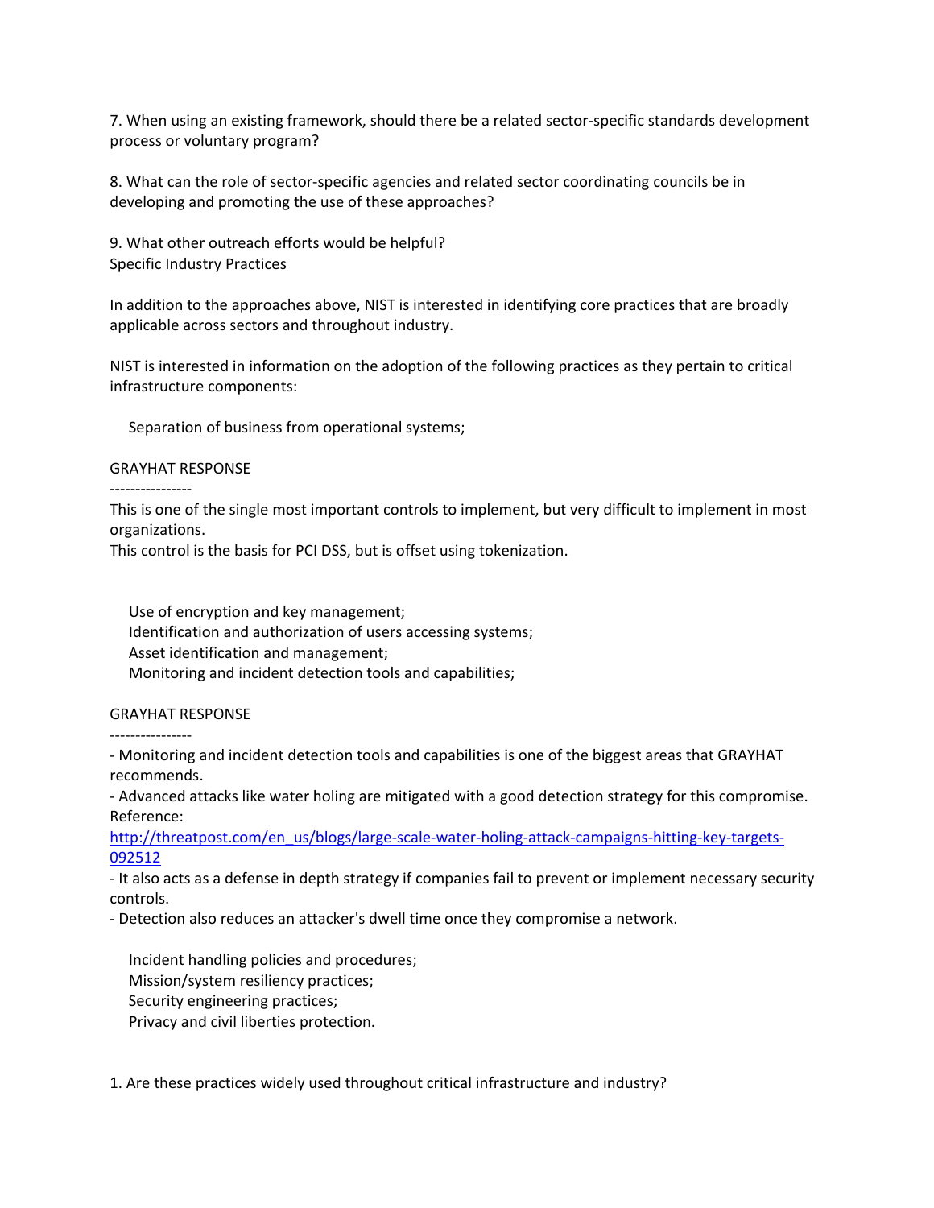7. When using an existing framework, should there be a related sector-specific standards development process or voluntary program?

8. What can the role of sector-specific agencies and related sector coordinating councils be in developing and promoting the use of these approaches?

9. What other outreach efforts would be helpful?
Specific Industry Practices

In addition to the approaches above, NIST is interested in identifying core practices that are broadly applicable across sectors and throughout industry.

NIST is interested in information on the adoption of the following practices as they pertain to critical infrastructure components:

Separation of business from operational systems;

GRAYHAT RESPONSE
----------------
This is one of the single most important controls to implement, but very difficult to implement in most organizations.
This control is the basis for PCI DSS, but is offset using tokenization.

Use of encryption and key management;
Identification and authorization of users accessing systems;
Asset identification and management;
Monitoring and incident detection tools and capabilities;

GRAYHAT RESPONSE
----------------
- Monitoring and incident detection tools and capabilities is one of the biggest areas that GRAYHAT recommends.
- Advanced attacks like water holing are mitigated with a good detection strategy for this compromise. Reference: http://threatpost.com/en_us/blogs/large-scale-water-holing-attack-campaigns-hitting-key-targets-092512
- It also acts as a defense in depth strategy if companies fail to prevent or implement necessary security controls.
- Detection also reduces an attacker's dwell time once they compromise a network.

Incident handling policies and procedures;
Mission/system resiliency practices;
Security engineering practices;
Privacy and civil liberties protection.

1. Are these practices widely used throughout critical infrastructure and industry?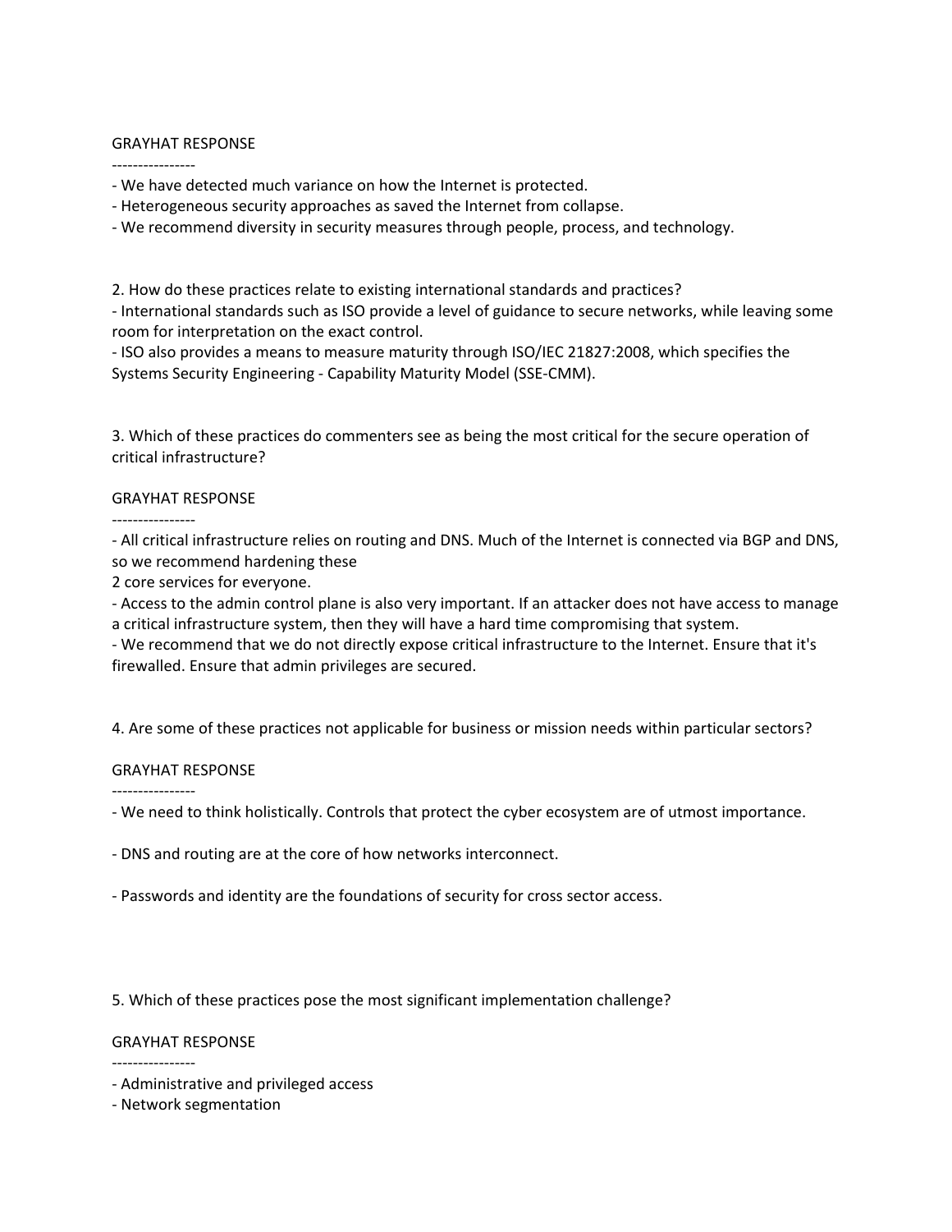GRAYHAT RESPONSE

----------------

- We have detected much variance on how the Internet is protected.
- Heterogeneous security approaches as saved the Internet from collapse.
- We recommend diversity in security measures through people, process, and technology.

2. How do these practices relate to existing international standards and practices?

- International standards such as ISO provide a level of guidance to secure networks, while leaving some room for interpretation on the exact control.
- ISO also provides a means to measure maturity through ISO/IEC 21827:2008, which specifies the Systems Security Engineering - Capability Maturity Model (SSE-CMM).

3. Which of these practices do commenters see as being the most critical for the secure operation of critical infrastructure?

GRAYHAT RESPONSE

----------------

- All critical infrastructure relies on routing and DNS. Much of the Internet is connected via BGP and DNS, so we recommend hardening these
2 core services for everyone.
- Access to the admin control plane is also very important. If an attacker does not have access to manage a critical infrastructure system, then they will have a hard time compromising that system.
- We recommend that we do not directly expose critical infrastructure to the Internet. Ensure that it's firewalled. Ensure that admin privileges are secured.

4. Are some of these practices not applicable for business or mission needs within particular sectors?

GRAYHAT RESPONSE

----------------

- We need to think holistically. Controls that protect the cyber ecosystem are of utmost importance.

- DNS and routing are at the core of how networks interconnect.

- Passwords and identity are the foundations of security for cross sector access.

5. Which of these practices pose the most significant implementation challenge?

GRAYHAT RESPONSE

----------------

- Administrative and privileged access
- Network segmentation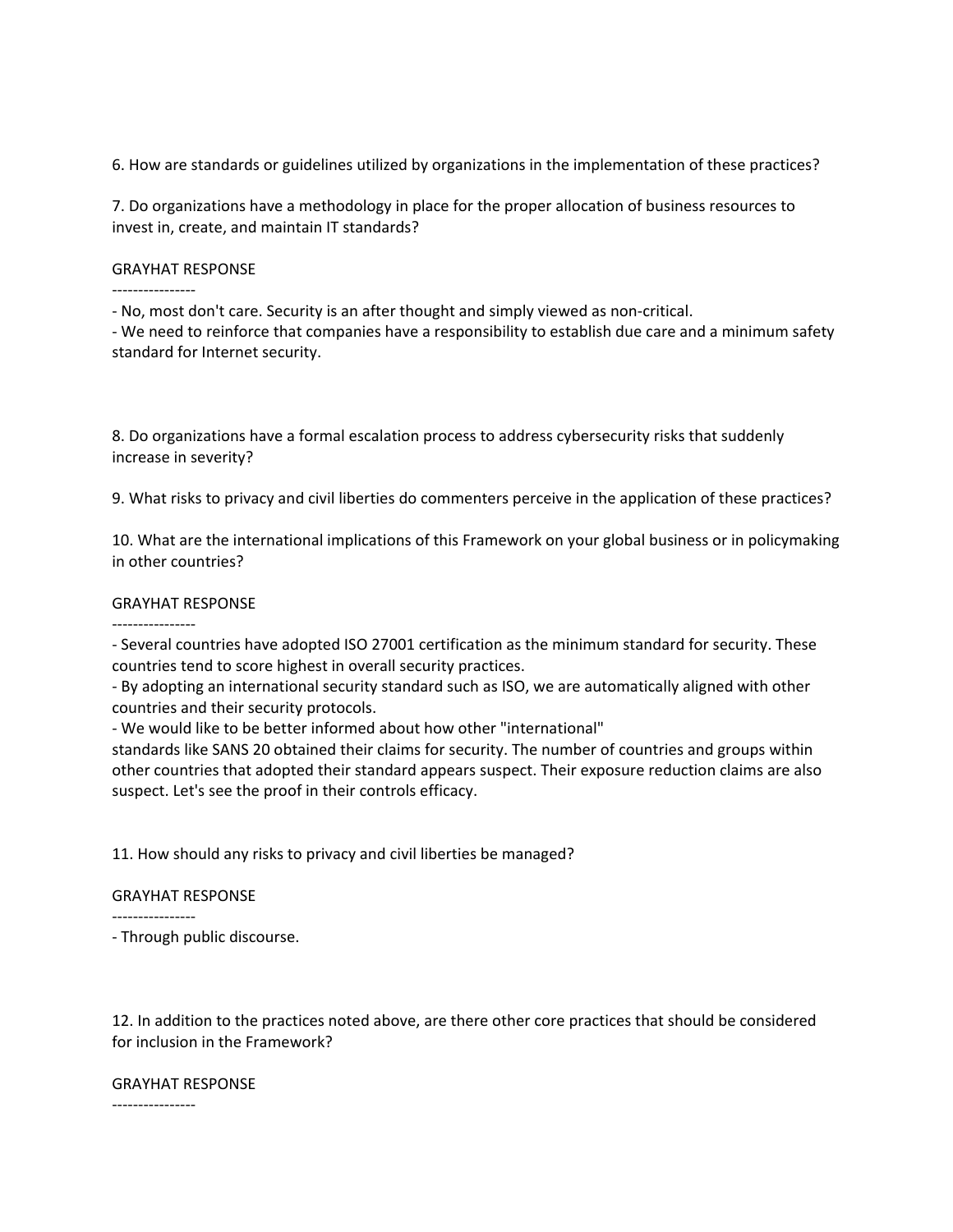6. How are standards or guidelines utilized by organizations in the implementation of these practices?

7. Do organizations have a methodology in place for the proper allocation of business resources to invest in, create, and maintain IT standards?

GRAYHAT RESPONSE

----------------

- No, most don't care. Security is an after thought and simply viewed as non-critical.
- We need to reinforce that companies have a responsibility to establish due care and a minimum safety standard for Internet security.

8. Do organizations have a formal escalation process to address cybersecurity risks that suddenly increase in severity?

9. What risks to privacy and civil liberties do commenters perceive in the application of these practices?

10. What are the international implications of this Framework on your global business or in policymaking in other countries?

GRAYHAT RESPONSE

----------------

- Several countries have adopted ISO 27001 certification as the minimum standard for security. These countries tend to score highest in overall security practices.
- By adopting an international security standard such as ISO, we are automatically aligned with other countries and their security protocols.
- We would like to be better informed about how other "international" standards like SANS 20 obtained their claims for security. The number of countries and groups within other countries that adopted their standard appears suspect. Their exposure reduction claims are also suspect. Let's see the proof in their controls efficacy.

11. How should any risks to privacy and civil liberties be managed?

GRAYHAT RESPONSE

----------------

- Through public discourse.

12. In addition to the practices noted above, are there other core practices that should be considered for inclusion in the Framework?

GRAYHAT RESPONSE

----------------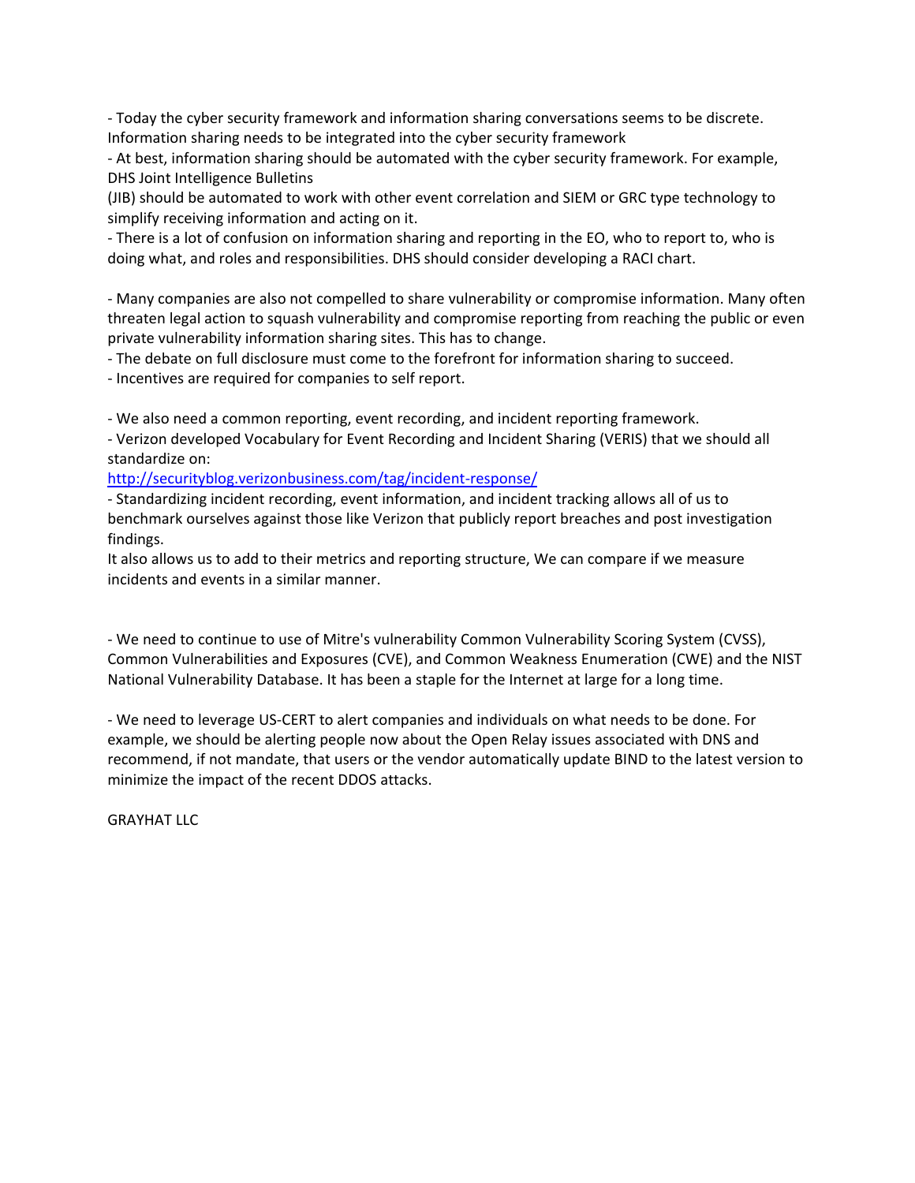- Today the cyber security framework and information sharing conversations seems to be discrete. Information sharing needs to be integrated into the cyber security framework
- At best, information sharing should be automated with the cyber security framework. For example, DHS Joint Intelligence Bulletins (JIB) should be automated to work with other event correlation and SIEM or GRC type technology to simplify receiving information and acting on it.
- There is a lot of confusion on information sharing and reporting in the EO, who to report to, who is doing what, and roles and responsibilities. DHS should consider developing a RACI chart.

- Many companies are also not compelled to share vulnerability or compromise information. Many often threaten legal action to squash vulnerability and compromise reporting from reaching the public or even private vulnerability information sharing sites. This has to change.
- The debate on full disclosure must come to the forefront for information sharing to succeed.
- Incentives are required for companies to self report.

- We also need a common reporting, event recording, and incident reporting framework.
- Verizon developed Vocabulary for Event Recording and Incident Sharing (VERIS) that we should all standardize on:
[http://securityblog.verizonbusiness.com/tag/incident-response/](http://securityblog.verizonbusiness.com/tag/incident-response/)
- Standardizing incident recording, event information, and incident tracking allows all of us to benchmark ourselves against those like Verizon that publicly report breaches and post investigation findings.
It also allows us to add to their metrics and reporting structure, We can compare if we measure incidents and events in a similar manner.

- We need to continue to use of Mitre's vulnerability Common Vulnerability Scoring System (CVSS), Common Vulnerabilities and Exposures (CVE), and Common Weakness Enumeration (CWE) and the NIST National Vulnerability Database. It has been a staple for the Internet at large for a long time.

- We need to leverage US-CERT to alert companies and individuals on what needs to be done. For example, we should be alerting people now about the Open Relay issues associated with DNS and recommend, if not mandate, that users or the vendor automatically update BIND to the latest version to minimize the impact of the recent DDOS attacks.

GRAYHAT LLC